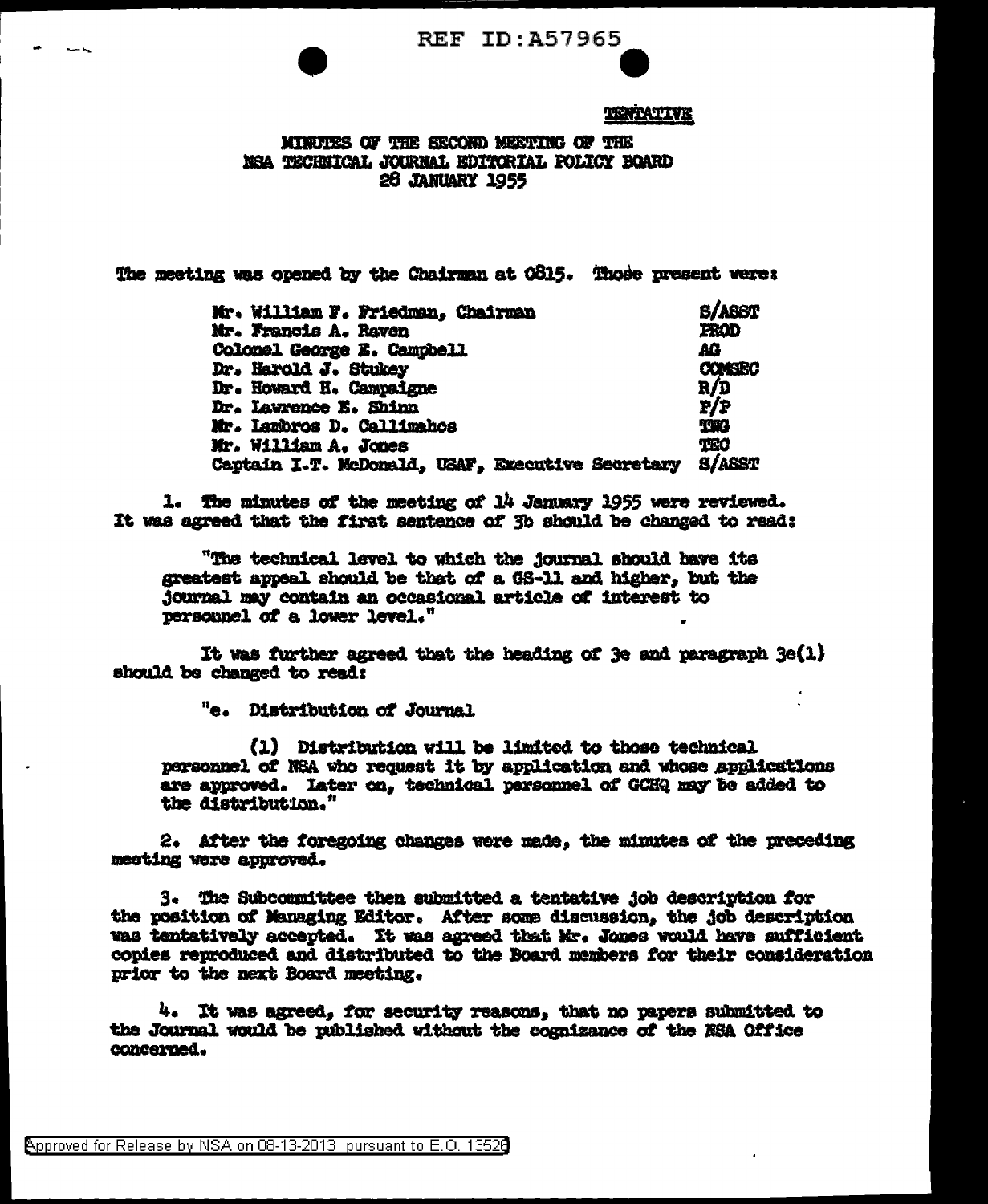REF ID:A57965

TENTATIVE

# MINUTES OF THE SECOND MEETING OF THE NSA TECHNICAL JOURNAL EDITORIAL POLICY BOARD 28 JANUARY 1955

The meeting was opened by the Chairman at 0815. Those present were:

| | |
|---|---|
| Mr. William F. Friedman, Chairman | S/ASST |
| Mr. Francis A. Raven | PROD |
| Colonel George E. Campbell | AG |
| Dr. Harold J. Stukey | COMSEC |
| Dr. Howard H. Campaigne | R/D |
| Dr. Lawrence E. Shinn | P/P |
| Mr. Lambros D. Callimahos | TNG |
| Mr. William A. Jones | TEC |
| Captain I.T. McDonald, USAF, Executive Secretary | S/ASST |

1. The minutes of the meeting of 14 January 1955 were reviewed. It was agreed that the first sentence of 3b should be changed to read:

> "The technical level to which the journal should have its greatest appeal should be that of a GS-11 and higher, but the journal may contain an occasional article of interest to personnel of a lower level."

It was further agreed that the heading of 3e and paragraph 3e(1) should be changed to read:

> "e. Distribution of Journal
>
> (1) Distribution will be limited to those technical personnel of NSA who request it by application and whose applications are approved. Later on, technical personnel of GCHQ may be added to the distribution."

2. After the foregoing changes were made, the minutes of the preceding meeting were approved.

3. The Subcommittee then submitted a tentative job description for the position of Managing Editor. After some discussion, the job description was tentatively accepted. It was agreed that Mr. Jones would have sufficient copies reproduced and distributed to the Board members for their consideration prior to the next Board meeting.

4. It was agreed, for security reasons, that no papers submitted to the Journal would be published without the cognizance of the NSA Office concerned.

Approved for Release by NSA on 08-13-2013 pursuant to E.O. 13526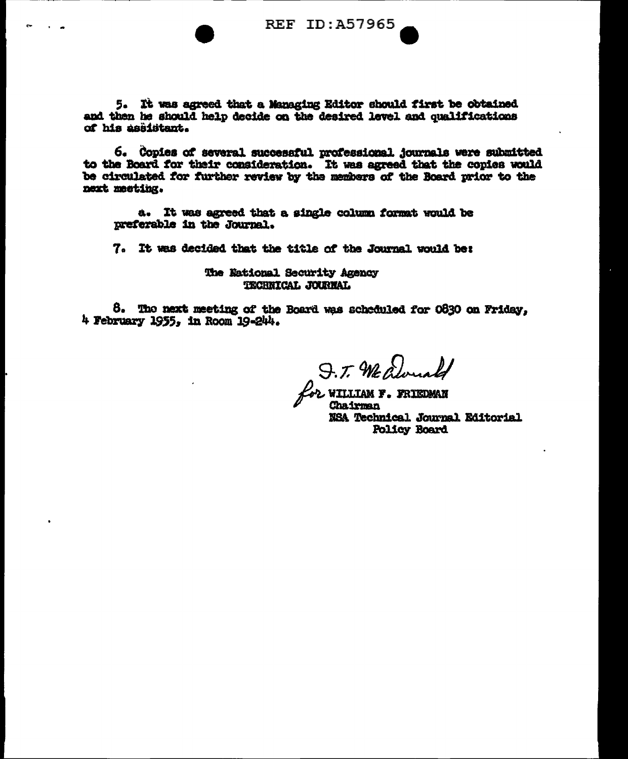5. It was agreed that a Managing Editor should first be obtained and then he should help decide on the desired level and qualifications of his assistant.

6. Copies of several successful professional journals were submitted to the Board for their consideration. It was agreed that the copies would be circulated for further review by the members of the Board prior to the next meeting.

a. It was agreed that a single column format would be preferable in the Journal.

7. It was decided that the title of the Journal would be:

The National Security Agency
TECHNICAL JOURNAL

8. The next meeting of the Board was scheduled for 0830 on Friday, 4 February 1955, in Room 19-244.

J. T. McDonald

for WILLIAM F. FRIEDMAN
Chairman
NSA Technical Journal Editorial Policy Board